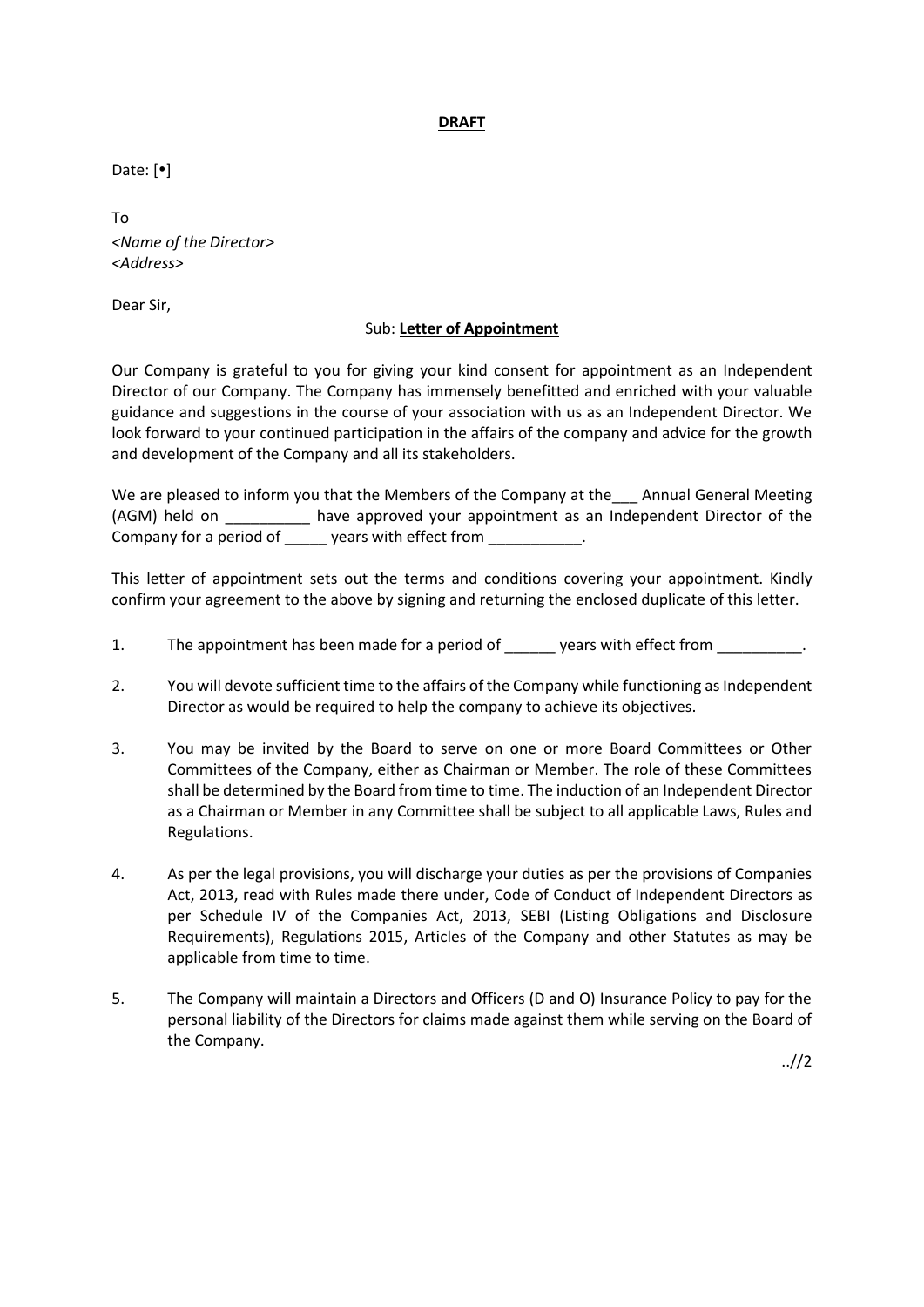**DRAFT**

Date: [•]

To
*<Name of the Director>*
*<Address>*

Dear Sir,

Sub: **Letter of Appointment**

Our Company is grateful to you for giving your kind consent for appointment as an Independent Director of our Company. The Company has immensely benefitted and enriched with your valuable guidance and suggestions in the course of your association with us as an Independent Director. We look forward to your continued participation in the affairs of the company and advice for the growth and development of the Company and all its stakeholders.

We are pleased to inform you that the Members of the Company at the___ Annual General Meeting (AGM) held on __________ have approved your appointment as an Independent Director of the Company for a period of _____ years with effect from ___________.

This letter of appointment sets out the terms and conditions covering your appointment. Kindly confirm your agreement to the above by signing and returning the enclosed duplicate of this letter.

1. The appointment has been made for a period of ______ years with effect from __________.

2. You will devote sufficient time to the affairs of the Company while functioning as Independent Director as would be required to help the company to achieve its objectives.

3. You may be invited by the Board to serve on one or more Board Committees or Other Committees of the Company, either as Chairman or Member. The role of these Committees shall be determined by the Board from time to time. The induction of an Independent Director as a Chairman or Member in any Committee shall be subject to all applicable Laws, Rules and Regulations.

4. As per the legal provisions, you will discharge your duties as per the provisions of Companies Act, 2013, read with Rules made there under, Code of Conduct of Independent Directors as per Schedule IV of the Companies Act, 2013, SEBI (Listing Obligations and Disclosure Requirements), Regulations 2015, Articles of the Company and other Statutes as may be applicable from time to time.

5. The Company will maintain a Directors and Officers (D and O) Insurance Policy to pay for the personal liability of the Directors for claims made against them while serving on the Board of the Company.

..//2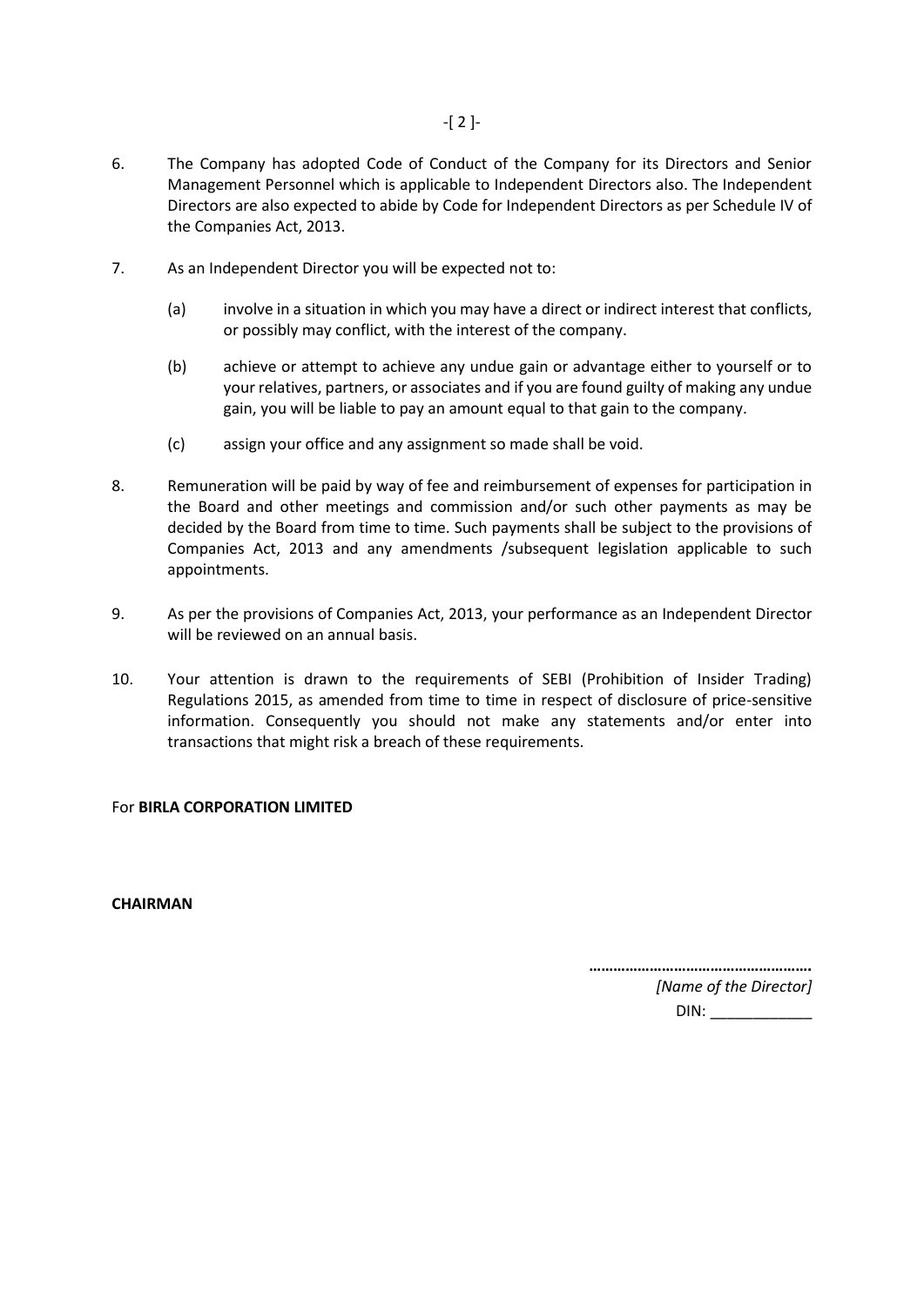6. The Company has adopted Code of Conduct of the Company for its Directors and Senior Management Personnel which is applicable to Independent Directors also. The Independent Directors are also expected to abide by Code for Independent Directors as per Schedule IV of the Companies Act, 2013.

7. As an Independent Director you will be expected not to:

   (a) involve in a situation in which you may have a direct or indirect interest that conflicts, or possibly may conflict, with the interest of the company.

   (b) achieve or attempt to achieve any undue gain or advantage either to yourself or to your relatives, partners, or associates and if you are found guilty of making any undue gain, you will be liable to pay an amount equal to that gain to the company.

   (c) assign your office and any assignment so made shall be void.

8. Remuneration will be paid by way of fee and reimbursement of expenses for participation in the Board and other meetings and commission and/or such other payments as may be decided by the Board from time to time. Such payments shall be subject to the provisions of Companies Act, 2013 and any amendments /subsequent legislation applicable to such appointments.

9. As per the provisions of Companies Act, 2013, your performance as an Independent Director will be reviewed on an annual basis.

10. Your attention is drawn to the requirements of SEBI (Prohibition of Insider Trading) Regulations 2015, as amended from time to time in respect of disclosure of price-sensitive information. Consequently you should not make any statements and/or enter into transactions that might risk a breach of these requirements.

For **BIRLA CORPORATION LIMITED**

**CHAIRMAN**

**……………………………………………**

*[Name of the Director]*

DIN: ____________